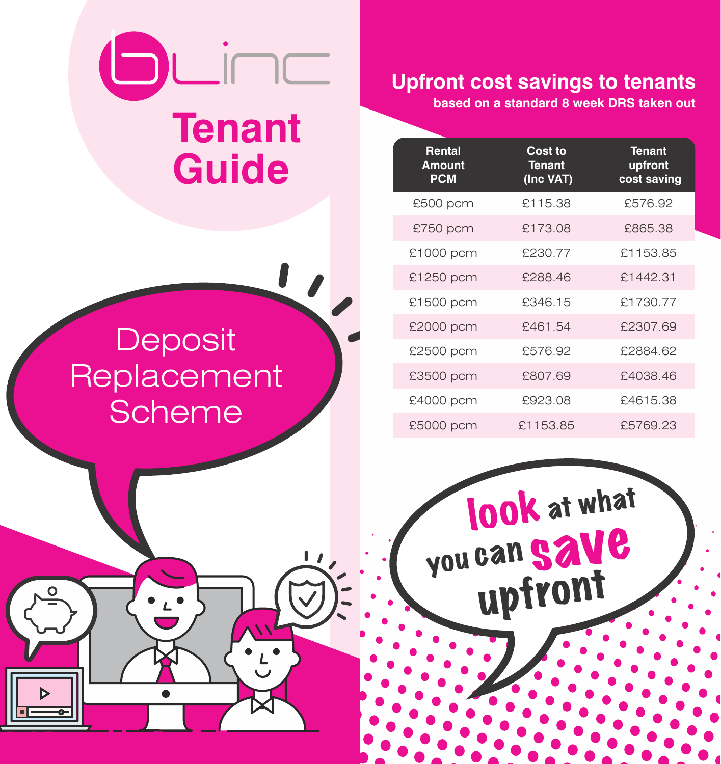blinc

# Tenant Guide

## Deposit Replacement Scheme

## Upfront cost savings to tenants

**based on a standard 8 week DRS taken out**

| Rental Amount PCM | Cost to Tenant (Inc VAT) | Tenant upfront cost saving |
|---|---|---|
| £500 pcm | £115.38 | £576.92 |
| £750 pcm | £173.08 | £865.38 |
| £1000 pcm | £230.77 | £1153.85 |
| £1250 pcm | £288.46 | £1442.31 |
| £1500 pcm | £346.15 | £1730.77 |
| £2000 pcm | £461.54 | £2307.69 |
| £2500 pcm | £576.92 | £2884.62 |
| £3500 pcm | £807.69 | £4038.46 |
| £4000 pcm | £923.08 | £4615.38 |
| £5000 pcm | £1153.85 | £5769.23 |

look at what you can save upfront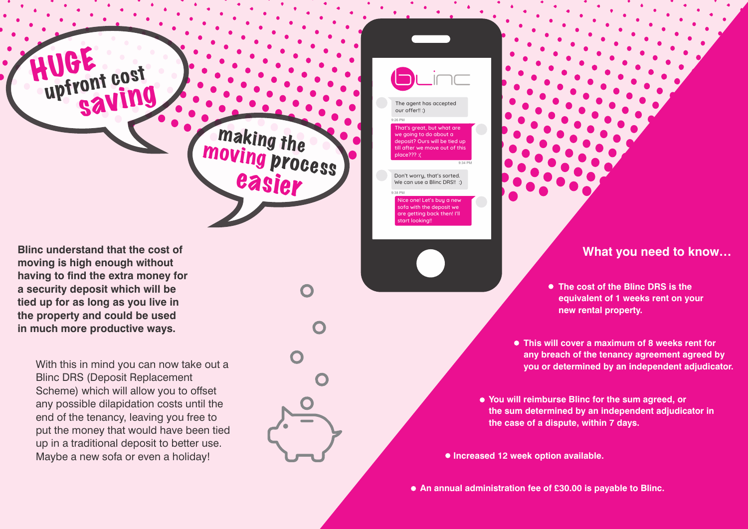HUGE upfront cost saving

making the moving process easier

The agent has accepted our offer!! :)

9:26 PM

That's great, but what are we going to do about a deposit? Ours will be tied up till after we move out of this place??? :(

9:34 PM

Don't worry, that's sorted. We can use a Blinc DRS!! :)

9:38 PM

Nice one! Let's buy a new sofa with the deposit we are getting back then! I'll start looking!!

**Blinc understand that the cost of moving is high enough without having to find the extra money for a security deposit which will be tied up for as long as you live in the property and could be used in much more productive ways.**

With this in mind you can now take out a Blinc DRS (Deposit Replacement Scheme) which will allow you to offset any possible dilapidation costs until the end of the tenancy, leaving you free to put the money that would have been tied up in a traditional deposit to better use. Maybe a new sofa or even a holiday!

## What you need to know…

- **The cost of the Blinc DRS is the equivalent of 1 weeks rent on your new rental property.**
- **This will cover a maximum of 8 weeks rent for any breach of the tenancy agreement agreed by you or determined by an independent adjudicator.**
- **You will reimburse Blinc for the sum agreed, or the sum determined by an independent adjudicator in the case of a dispute, within 7 days.**
- **Increased 12 week option available.**
- **An annual administration fee of £30.00 is payable to Blinc.**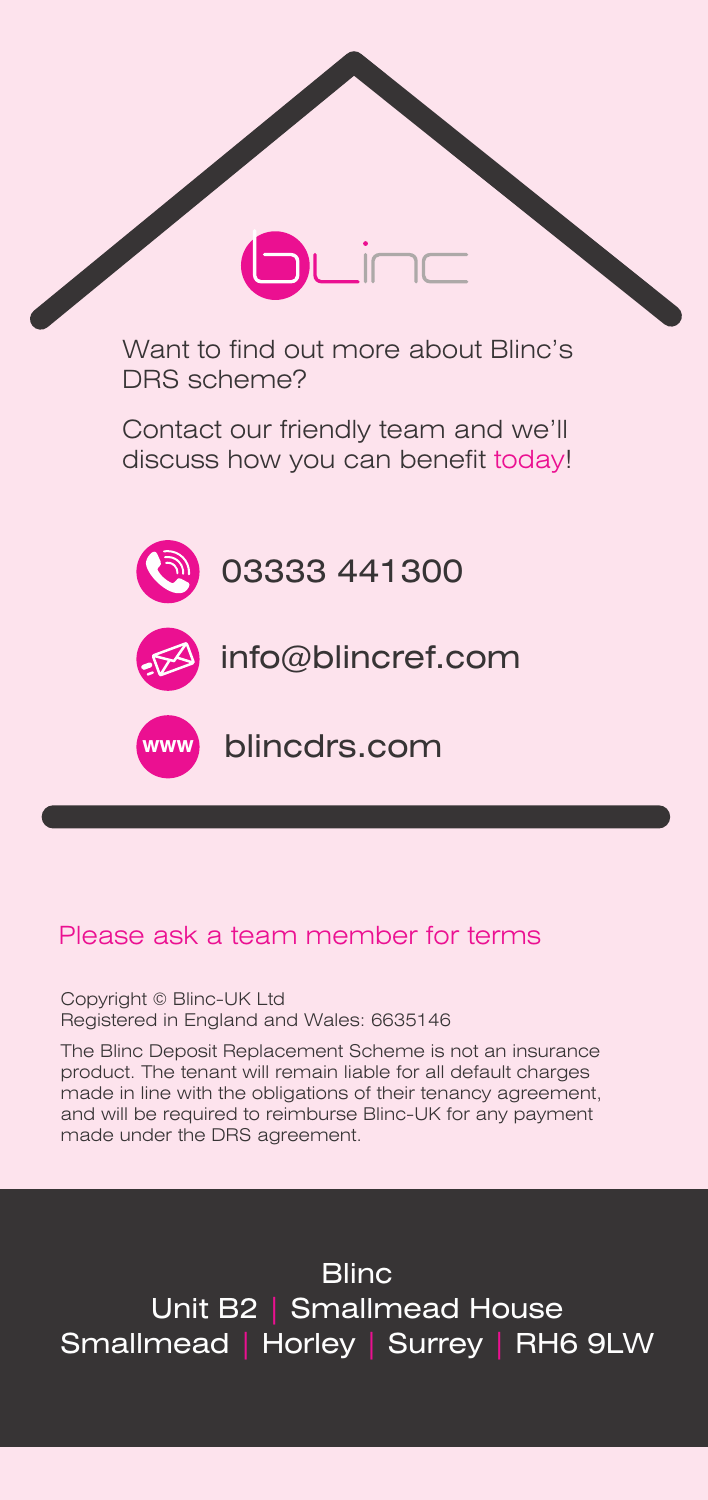blinc

Want to find out more about Blinc's DRS scheme?

Contact our friendly team and we'll discuss how you can benefit today!

03333 441300

info@blincref.com

blincdrs.com

Please ask a team member for terms

Copyright © Blinc-UK Ltd
Registered in England and Wales: 6635146

The Blinc Deposit Replacement Scheme is not an insurance product. The tenant will remain liable for all default charges made in line with the obligations of their tenancy agreement, and will be required to reimburse Blinc-UK for any payment made under the DRS agreement.

Blinc
Unit B2 | Smallmead House
Smallmead | Horley | Surrey | RH6 9LW